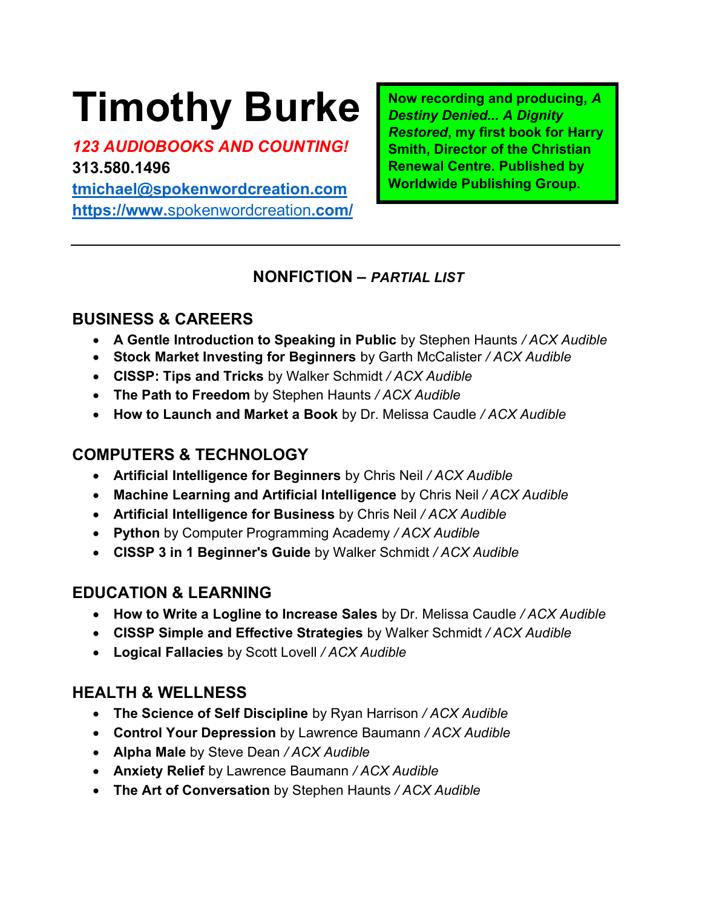# Timothy Burke

***123 AUDIOBOOKS AND COUNTING!***

**313.580.1496**

**[tmichael@spokenwordcreation.com](mailto:tmichael@spokenwordcreation.com)**

**[https://www.spokenwordcreation.com/](https://www.spokenwordcreation.com/)**

**Now recording and producing, *A Destiny Denied... A Dignity Restored*, my first book for Harry Smith, Director of the Christian Renewal Centre. Published by Worldwide Publishing Group.**

---

## NONFICTION – *PARTIAL LIST*

### BUSINESS & CAREERS

- **A Gentle Introduction to Speaking in Public** by Stephen Haunts */ ACX Audible*
- **Stock Market Investing for Beginners** by Garth McCalister */ ACX Audible*
- **CISSP: Tips and Tricks** by Walker Schmidt */ ACX Audible*
- **The Path to Freedom** by Stephen Haunts */ ACX Audible*
- **How to Launch and Market a Book** by Dr. Melissa Caudle */ ACX Audible*

### COMPUTERS & TECHNOLOGY

- **Artificial Intelligence for Beginners** by Chris Neil */ ACX Audible*
- **Machine Learning and Artificial Intelligence** by Chris Neil */ ACX Audible*
- **Artificial Intelligence for Business** by Chris Neil */ ACX Audible*
- **Python** by Computer Programming Academy */ ACX Audible*
- **CISSP 3 in 1 Beginner's Guide** by Walker Schmidt */ ACX Audible*

### EDUCATION & LEARNING

- **How to Write a Logline to Increase Sales** by Dr. Melissa Caudle */ ACX Audible*
- **CISSP Simple and Effective Strategies** by Walker Schmidt */ ACX Audible*
- **Logical Fallacies** by Scott Lovell */ ACX Audible*

### HEALTH & WELLNESS

- **The Science of Self Discipline** by Ryan Harrison */ ACX Audible*
- **Control Your Depression** by Lawrence Baumann */ ACX Audible*
- **Alpha Male** by Steve Dean */ ACX Audible*
- **Anxiety Relief** by Lawrence Baumann */ ACX Audible*
- **The Art of Conversation** by Stephen Haunts */ ACX Audible*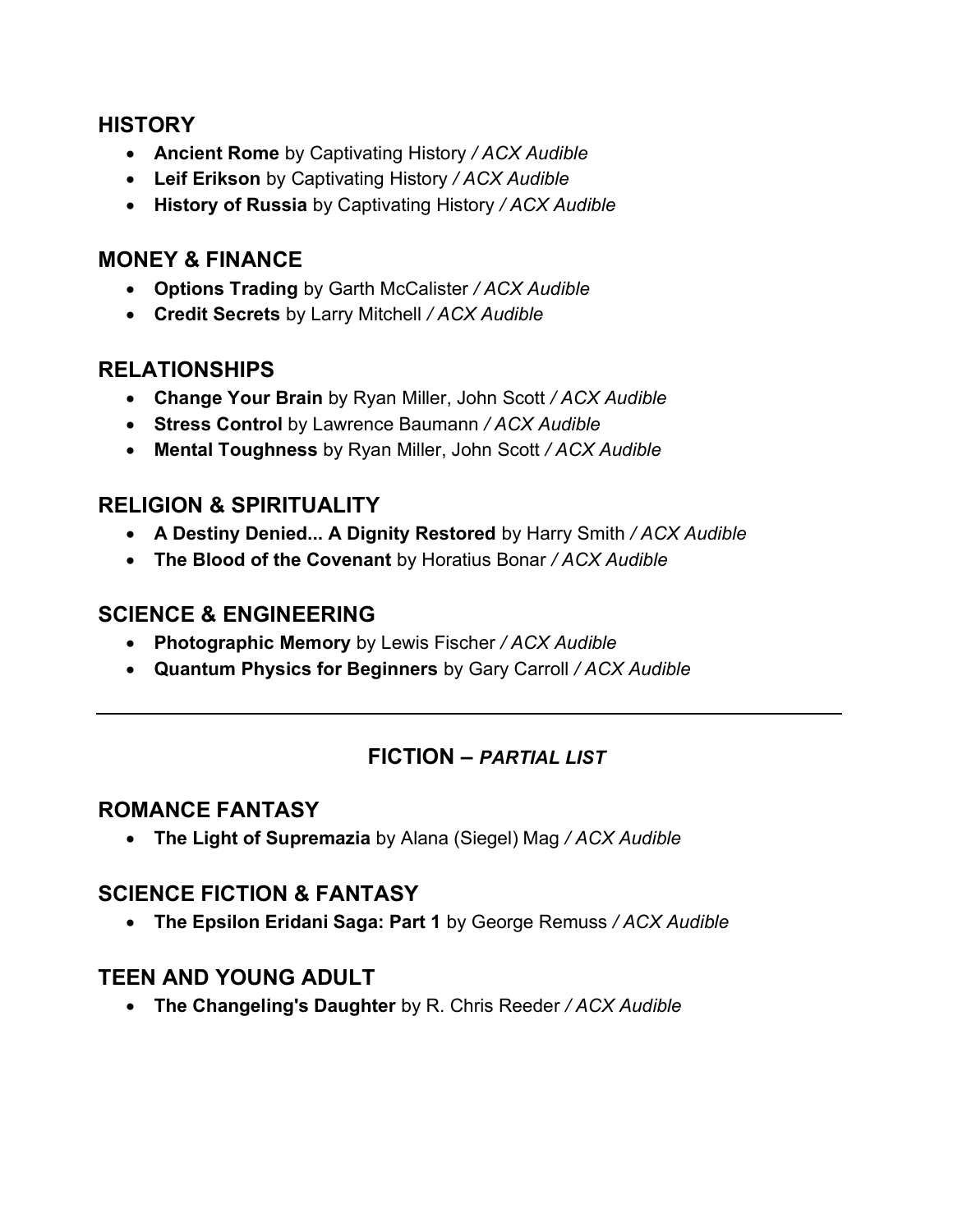## HISTORY

- **Ancient Rome** by Captivating History */ ACX Audible*
- **Leif Erikson** by Captivating History */ ACX Audible*
- **History of Russia** by Captivating History */ ACX Audible*

## MONEY & FINANCE

- **Options Trading** by Garth McCalister */ ACX Audible*
- **Credit Secrets** by Larry Mitchell */ ACX Audible*

## RELATIONSHIPS

- **Change Your Brain** by Ryan Miller, John Scott */ ACX Audible*
- **Stress Control** by Lawrence Baumann */ ACX Audible*
- **Mental Toughness** by Ryan Miller, John Scott */ ACX Audible*

## RELIGION & SPIRITUALITY

- **A Destiny Denied... A Dignity Restored** by Harry Smith */ ACX Audible*
- **The Blood of the Covenant** by Horatius Bonar */ ACX Audible*

## SCIENCE & ENGINEERING

- **Photographic Memory** by Lewis Fischer */ ACX Audible*
- **Quantum Physics for Beginners** by Gary Carroll */ ACX Audible*

---

# FICTION – *PARTIAL LIST*

## ROMANCE FANTASY

- **The Light of Supremazia** by Alana (Siegel) Mag */ ACX Audible*

## SCIENCE FICTION & FANTASY

- **The Epsilon Eridani Saga: Part 1** by George Remuss */ ACX Audible*

## TEEN AND YOUNG ADULT

- **The Changeling's Daughter** by R. Chris Reeder */ ACX Audible*